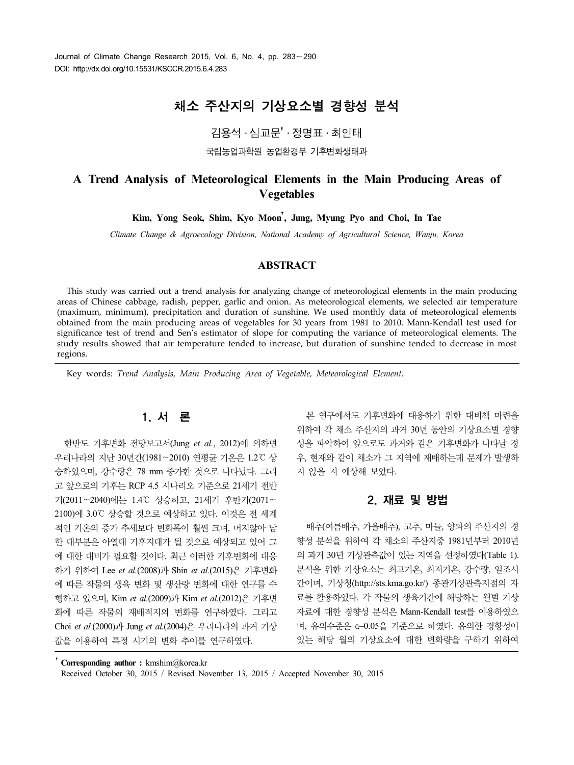# 채소 주산지의 기상요소별 경향성 분석

김용석 · 심교문[†] · 정명표 · 최인태

국립농업과학원 농업환경부 기후변화생태과

# A Trend Analysis of Meteorological Elements in the Main Producing Areas of Vegetables

**Kim, Yong Seok, Shim, Kyo Moon[†], Jung, Myung Pyo and Choi, In Tae**

*Climate Change & Agroecology Division, National Academy of Agricultural Science, Wanju, Korea*

## ABSTRACT

This study was carried out a trend analysis for analyzing change of meteorological elements in the main producing areas of Chinese cabbage, radish, pepper, garlic and onion. As meteorological elements, we selected air temperature (maximum, minimum), precipitation and duration of sunshine. We used monthly data of meteorological elements obtained from the main producing areas of vegetables for 30 years from 1981 to 2010. Mann-Kendall test used for significance test of trend and Sen's estimator of slope for computing the variance of meteorological elements. The study results showed that air temperature tended to increase, but duration of sunshine tended to decrease in most regions.

Key words: *Trend Analysis, Main Producing Area of Vegetable, Meteorological Element.*

## 1. 서 론

한반도 기후변화 전망보고서(Jung *et al.*, 2012)에 의하면 우리나라의 지난 30년간(1981~2010) 연평균 기온은 1.2℃ 상승하였으며, 강수량은 78 mm 증가한 것으로 나타났다. 그리고 앞으로의 기후는 RCP 4.5 시나리오 기준으로 21세기 전반기(2011~2040)에는 1.4℃ 상승하고, 21세기 후반기(2071~2100)에 3.0℃ 상승할 것으로 예상하고 있다. 이것은 전 세계적인 기온의 증가 추세보다 변화폭이 훨씬 크며, 머지않아 남한 대부분은 아열대 기후지대가 될 것으로 예상되고 있어 그에 대한 대비가 필요할 것이다. 최근 이러한 기후변화에 대응하기 위하여 Lee *et al.*(2008)과 Shin *et al.*(2015)은 기후변화에 따른 작물의 생육 변화 및 생산량 변화에 대한 연구를 수행하고 있으며, Kim *et al.*(2009)과 Kim *et al.*(2012)은 기후변화에 따른 작물의 재배적지의 변화를 연구하였다. 그리고 Choi *et al.*(2000)과 Jung *et al.*(2004)은 우리나라의 과거 기상값을 이용하여 특정 시기의 변화 추이를 연구하였다.

본 연구에서도 기후변화에 대응하기 위한 대비책 마련을 위하여 각 채소 주산지의 과거 30년 동안의 기상요소별 경향성을 파악하여 앞으로도 과거와 같은 기후변화가 나타날 경우, 현재와 같이 채소가 그 지역에 재배하는데 문제가 발생하지 않을 지 예상해 보았다.

## 2. 재료 및 방법

배추(여름배추, 가을배추), 고추, 마늘, 양파의 주산지의 경향성 분석을 위하여 각 채소의 주산지중 1981년부터 2010년의 과거 30년 기상관측값이 있는 지역을 선정하였다(Table 1). 분석을 위한 기상요소는 최고기온, 최저기온, 강수량, 일조시간이며, 기상청(http://sts.kma.go.kr/) 종관기상관측지점의 자료를 활용하였다. 각 작물의 생육기간에 해당하는 월별 기상자료에 대한 경향성 분석은 Mann-Kendall test를 이용하였으며, 유의수준은 $\alpha$=0.05을 기준으로 하였다. 유의한 경향성이 있는 해당 월의 기상요소에 대한 변화량을 구하기 위하여

[†] **Corresponding author :** kmshim@korea.kr

Received October 30, 2015 / Revised November 13, 2015 / Accepted November 30, 2015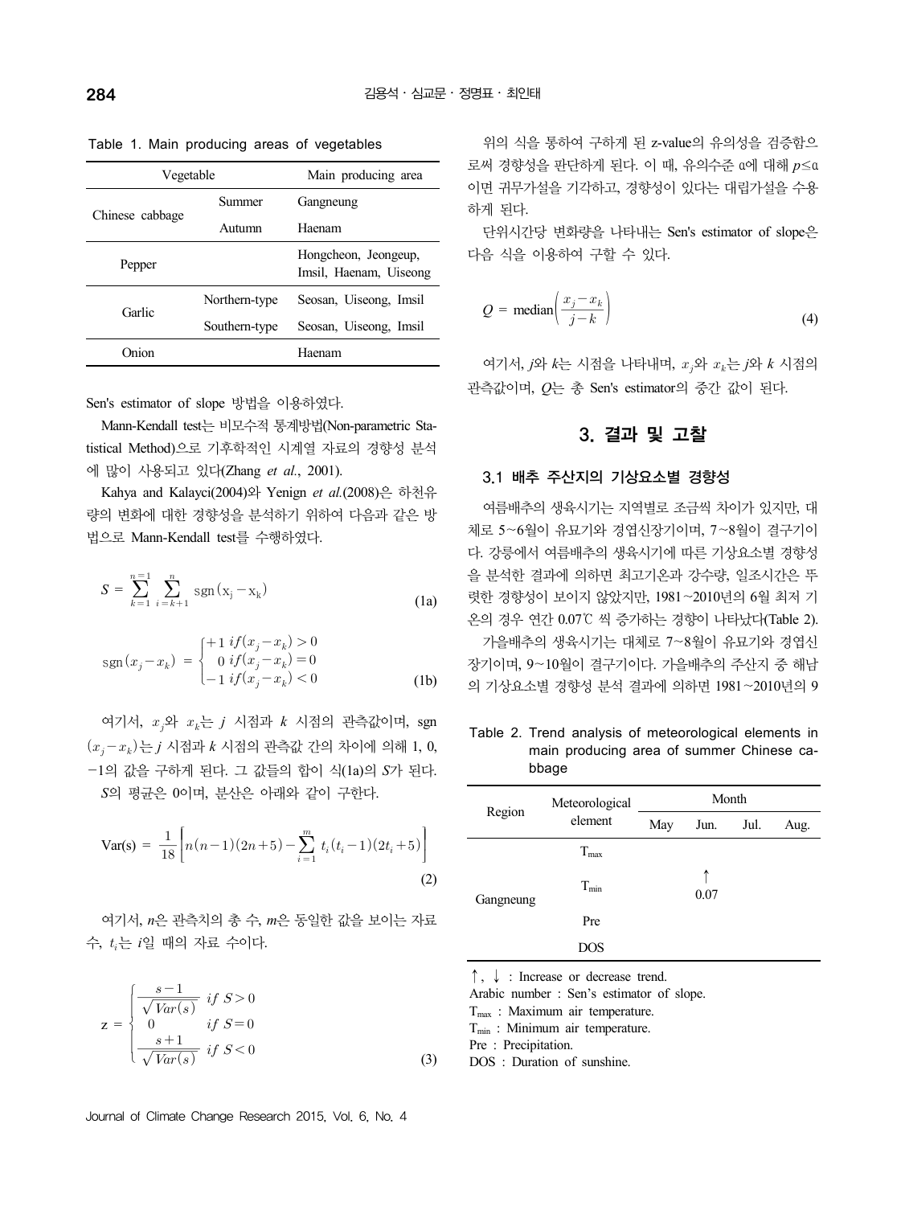Table 1. Main producing areas of vegetables

| Vegetable | | Main producing area |
|---|---|---|
| Chinese cabbage | Summer | Gangneung |
| | Autumn | Haenam |
| Pepper | | Hongcheon, Jeongeup, Imsil, Haenam, Uiseong |
| Garlic | Northern-type | Seosan, Uiseong, Imsil |
| | Southern-type | Seosan, Uiseong, Imsil |
| Onion | | Haenam |

Sen's estimator of slope 방법을 이용하였다.

Mann-Kendall test는 비모수적 통계방법(Non-parametric Statistical Method)으로 기후학적인 시계열 자료의 경향성 분석에 많이 사용되고 있다(Zhang *et al.*, 2001).

Kahya and Kalayci(2004)와 Yenign *et al.*(2008)은 하천유량의 변화에 대한 경향성을 분석하기 위하여 다음과 같은 방법으로 Mann-Kendall test를 수행하였다.

$$S = \sum_{k=1}^{n-1} \sum_{i=k+1}^{n} \mathrm{sgn}(\mathrm{x_j} - \mathrm{x_k}) \tag{1a}$$

$$\mathrm{sgn}(x_j - x_k) = \begin{cases} +1 \; if (x_j - x_k) > 0 \\ 0 \; if (x_j - x_k) = 0 \\ -1 \; if (x_j - x_k) < 0 \end{cases} \tag{1b}$$

여기서, $x_j$와 $x_k$는 $j$ 시점과 $k$ 시점의 관측값이며, $\mathrm{sgn}(x_j - x_k)$는 $j$ 시점과 $k$ 시점의 관측값 간의 차이에 의해 1, 0, −1의 값을 구하게 된다. 그 값들의 합이 식(1a)의 $S$가 된다. $S$의 평균은 0이며, 분산은 아래와 같이 구한다.

$$\mathrm{Var(s)} = \frac{1}{18}\left[n(n-1)(2n+5) - \sum_{i=1}^{m} t_i(t_i-1)(2t_i+5)\right] \tag{2}$$

여기서, $n$은 관측치의 총 수, $m$은 동일한 값을 보이는 자료 수, $t_i$는 $i$일 때의 자료 수이다.

$$\mathrm{z} = \begin{cases} \dfrac{s-1}{\sqrt{Var(s)}} \; if \; S > 0 \\ 0 \qquad\quad if \; S = 0 \\ \dfrac{s+1}{\sqrt{Var(s)}} \; if \; S < 0 \end{cases} \tag{3}$$

위의 식을 통하여 구하게 된 z-value의 유의성을 검증함으로써 경향성을 판단하게 된다. 이 때, 유의수준 α에 대해 $p \le \alpha$이면 귀무가설을 기각하고, 경향성이 있다는 대립가설을 수용하게 된다.

단위시간당 변화량을 나타내는 Sen's estimator of slope은 다음 식을 이용하여 구할 수 있다.

$$Q = \mathrm{median}\left(\frac{x_j - x_k}{j-k}\right) \tag{4}$$

여기서, $j$와 $k$는 시점을 나타내며, $x_j$와 $x_k$는 $j$와 $k$ 시점의 관측값이며, $Q$는 총 Sen's estimator의 중간 값이 된다.

## 3. 결과 및 고찰

### 3.1 배추 주산지의 기상요소별 경향성

여름배추의 생육시기는 지역별로 조금씩 차이가 있지만, 대체로 5~6월이 유묘기와 경엽신장기이며, 7~8월이 결구기이다. 강릉에서 여름배추의 생육시기에 따른 기상요소별 경향성을 분석한 결과에 의하면 최고기온과 강수량, 일조시간은 뚜렷한 경향성이 보이지 않았지만, 1981~2010년의 6월 최저 기온의 경우 연간 0.07℃ 씩 증가하는 경향이 나타났다(Table 2).

가을배추의 생육시기는 대체로 7~8월이 유묘기와 경엽신장기이며, 9~10월이 결구기이다. 가을배추의 주산지 중 해남의 기상요소별 경향성 분석 결과에 의하면 1981~2010년의 9

Table 2. Trend analysis of meteorological elements in main producing area of summer Chinese cabbage

| Region | Meteorological element | Month | | | |
|---|---|---|---|---|---|
| | | May | Jun. | Jul. | Aug. |
| Gangneung | $T_{max}$ | | | | |
| | $T_{min}$ | | ↑ 0.07 | | |
| | Pre | | | | |
| | DOS | | | | |

↑, ↓ : Increase or decrease trend.
Arabic number : Sen's estimator of slope.
$T_{max}$ : Maximum air temperature.
$T_{min}$ : Minimum air temperature.
Pre : Precipitation.
DOS : Duration of sunshine.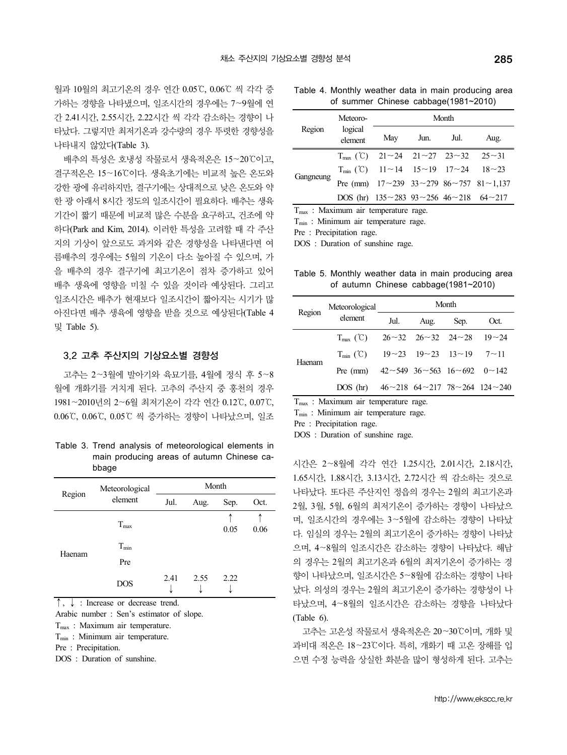월과 10월의 최고기온의 경우 연간 0.05℃, 0.06℃ 씩 각각 증가하는 경향을 나타냈으며, 일조시간의 경우에는 7~9월에 연간 2.41시간, 2.55시간, 2.22시간 씩 각각 감소하는 경향이 나타났다. 그렇지만 최저기온과 강수량의 경우 뚜렷한 경향성을 나타내지 않았다(Table 3).

배추의 특성은 호냉성 작물로서 생육적온은 15~20℃이고, 결구적온은 15~16℃이다. 생육초기에는 비교적 높은 온도와 강한 광에 유리하지만, 결구기에는 상대적으로 낮은 온도와 약한 광 아래서 8시간 정도의 일조시간이 필요하다. 배추는 생육기간이 짧기 때문에 비교적 많은 수분을 요구하고, 건조에 약하다(Park and Kim, 2014). 이러한 특성을 고려할 때 각 주산지의 기상이 앞으로도 과거와 같은 경향성을 나타낸다면 여름배추의 경우에는 5월의 기온이 다소 높아질 수 있으며, 가을 배추의 경우 결구기에 최고기온이 점차 증가하고 있어 배추 생육에 영향을 미칠 수 있을 것이라 예상된다. 그리고 일조시간은 배추가 현재보다 일조시간이 짧아지는 시기가 많아진다면 배추 생육에 영향을 받을 것으로 예상된다(Table 4 및 Table 5).

### 3.2 고추 주산지의 기상요소별 경향성

고추는 2~3월에 발아기와 육묘기를, 4월에 정식 후 5~8월에 개화기를 거치게 된다. 고추의 주산지 중 홍천의 경우 1981~2010년의 2~6월 최저기온이 각각 연간 0.12℃, 0.07℃, 0.06℃, 0.06℃, 0.05℃ 씩 증가하는 경향이 나타났으며, 일조

Table 3. Trend analysis of meteorological elements in main producing areas of autumn Chinese cabbage

| Region | Meteorological element | Month | | | |
|---|---|---|---|---|---|
| | | Jul. | Aug. | Sep. | Oct. |
| Haenam | $T_{max}$ | | | ↑ 0.05 | ↑ 0.06 |
| | $T_{min}$ | | | | |
| | Pre | | | | |
| | DOS | 2.41 ↓ | 2.55 ↓ | 2.22 ↓ | |

↑, ↓ : Increase or decrease trend.
Arabic number : Sen's estimator of slope.
$T_{max}$ : Maximum air temperature.
$T_{min}$ : Minimum air temperature.
Pre : Precipitation.
DOS : Duration of sunshine.

Table 4. Monthly weather data in main producing area of summer Chinese cabbage(1981~2010)

| Region | Meteorological element | Month | | | |
|---|---|---|---|---|---|
| | | May | Jun. | Jul. | Aug. |
| Gangneung | $T_{max}$ (℃) | 21~24 | 21~27 | 23~32 | 25~31 |
| | $T_{min}$ (℃) | 11~14 | 15~19 | 17~24 | 18~23 |
| | Pre (mm) | 17~239 | 33~279 | 86~757 | 81~1,137 |
| | DOS (hr) | 135~283 | 93~256 | 46~218 | 64~217 |

$T_{max}$ : Maximum air temperature rage.
$T_{min}$ : Minimum air temperature rage.
Pre : Precipitation rage.
DOS : Duration of sunshine rage.

Table 5. Monthly weather data in main producing area of autumn Chinese cabbage(1981~2010)

| Region | Meteorological element | Month | | | |
|---|---|---|---|---|---|
| | | Jul. | Aug. | Sep. | Oct. |
| Haenam | $T_{max}$ (℃) | 26~32 | 26~32 | 24~28 | 19~24 |
| | $T_{min}$ (℃) | 19~23 | 19~23 | 13~19 | 7~11 |
| | Pre (mm) | 42~549 | 36~563 | 16~692 | 0~142 |
| | DOS (hr) | 46~218 | 64~217 | 78~264 | 124~240 |

$T_{max}$ : Maximum air temperature rage.
$T_{min}$ : Minimum air temperature rage.
Pre : Precipitation rage.
DOS : Duration of sunshine rage.

시간은 2~8월에 각각 연간 1.25시간, 2.01시간, 2.18시간, 1.65시간, 1.88시간, 3.13시간, 2.72시간 씩 감소하는 것으로 나타났다. 또다른 주산지인 정읍의 경우는 2월의 최고기온과 2월, 3월, 5월, 6월의 최저기온이 증가하는 경향이 나타났으며, 일조시간의 경우에는 3~5월에 감소하는 경향이 나타났다. 임실의 경우는 2월의 최고기온이 증가하는 경향이 나타났으며, 4~8월의 일조시간은 감소하는 경향이 나타났다. 해남의 경우는 2월의 최고기온과 6월의 최저기온이 증가하는 경향이 나타났으며, 일조시간은 5~8월에 감소하는 경향이 나타났다. 의성의 경우는 2월의 최고기온이 증가하는 경향성이 나타났으며, 4~8월의 일조시간은 감소하는 경향을 나타냈다 (Table 6).

고추는 고온성 작물로서 생육적온은 20~30℃이며, 개화 및 과비대 적온은 18~23℃이다. 특히, 개화기 때 고온 장해를 입으면 수정 능력을 상실한 화분을 많이 형성하게 된다. 고추는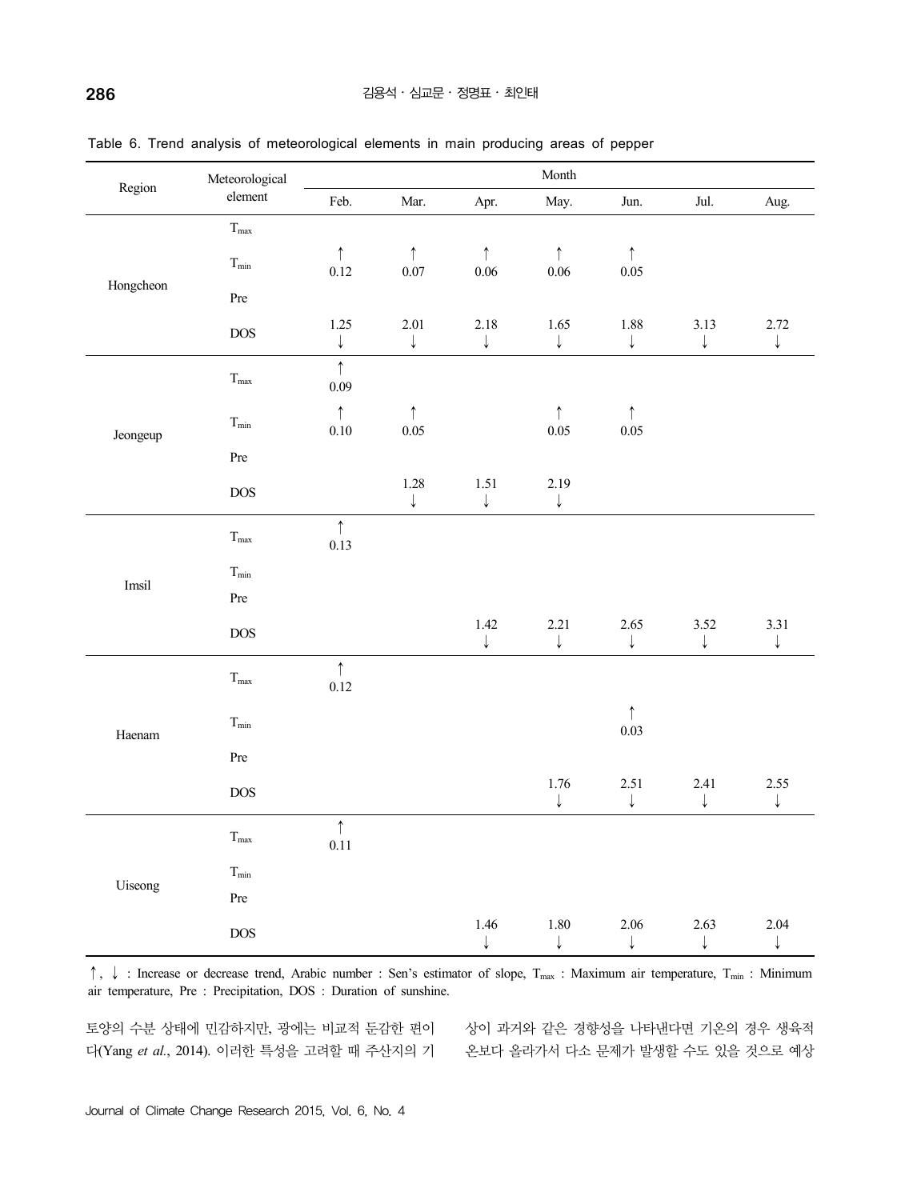Table 6. Trend analysis of meteorological elements in main producing areas of pepper

| Region | Meteorological element | Month | | | | | | |
|---|---|---|---|---|---|---|---|---|
| | | Feb. | Mar. | Apr. | May. | Jun. | Jul. | Aug. |
| Hongcheon | $T_{max}$ | | | | | | | |
| | $T_{min}$ | ↑ 0.12 | ↑ 0.07 | ↑ 0.06 | ↑ 0.06 | ↑ 0.05 | | |
| | Pre | | | | | | | |
| | DOS | 1.25 ↓ | 2.01 ↓ | 2.18 ↓ | 1.65 ↓ | 1.88 ↓ | 3.13 ↓ | 2.72 ↓ |
| Jeongeup | $T_{max}$ | ↑ 0.09 | | | | | | |
| | $T_{min}$ | ↑ 0.10 | ↑ 0.05 | | ↑ 0.05 | ↑ 0.05 | | |
| | Pre | | | | | | | |
| | DOS | | 1.28 ↓ | 1.51 ↓ | 2.19 ↓ | | | |
| Imsil | $T_{max}$ | ↑ 0.13 | | | | | | |
| | $T_{min}$ | | | | | | | |
| | Pre | | | | | | | |
| | DOS | | | 1.42 ↓ | 2.21 ↓ | 2.65 ↓ | 3.52 ↓ | 3.31 ↓ |
| Haenam | $T_{max}$ | ↑ 0.12 | | | | | | |
| | $T_{min}$ | | | | | ↑ 0.03 | | |
| | Pre | | | | | | | |
| | DOS | | | | 1.76 ↓ | 2.51 ↓ | 2.41 ↓ | 2.55 ↓ |
| Uiseong | $T_{max}$ | ↑ 0.11 | | | | | | |
| | $T_{min}$ | | | | | | | |
| | Pre | | | | | | | |
| | DOS | | | 1.46 ↓ | 1.80 ↓ | 2.06 ↓ | 2.63 ↓ | 2.04 ↓ |

↑, ↓ : Increase or decrease trend, Arabic number : Sen's estimator of slope, $T_{max}$ : Maximum air temperature, $T_{min}$ : Minimum air temperature, Pre : Precipitation, DOS : Duration of sunshine.

토양의 수분 상태에 민감하지만, 광에는 비교적 둔감한 편이다(Yang *et al.*, 2014). 이러한 특성을 고려할 때 주산지의 기상이 과거와 같은 경향성을 나타낸다면 기온의 경우 생육적온보다 올라가서 다소 문제가 발생할 수도 있을 것으로 예상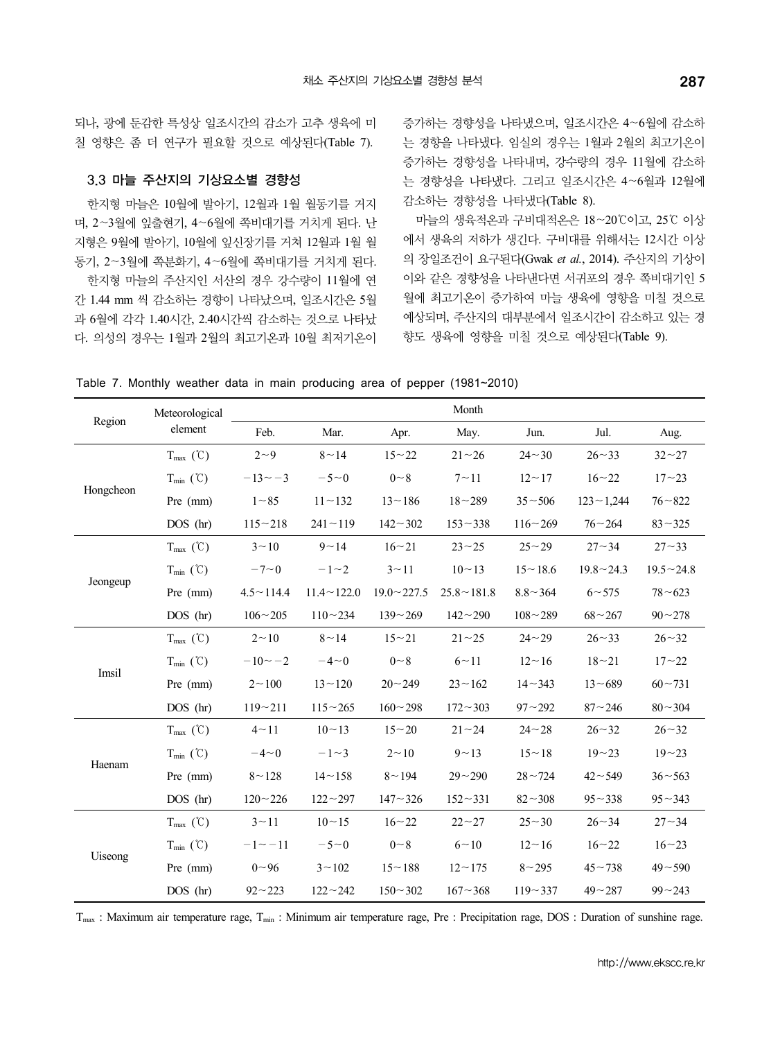되나, 광에 둔감한 특성상 일조시간의 감소가 고추 생육에 미칠 영향은 좀 더 연구가 필요할 것으로 예상된다(Table 7).

### 3.3 마늘 주산지의 기상요소별 경향성

한지형 마늘은 10월에 발아기, 12월과 1월 월동기를 거지며, 2~3월에 잎출현기, 4~6월에 쪽비대기를 거치게 된다. 난지형은 9월에 발아기, 10월에 잎신장기를 거쳐 12월과 1월 월동기, 2~3월에 쪽분화기, 4~6월에 쪽비대기를 거치게 된다.

한지형 마늘의 주산지인 서산의 경우 강수량이 11월에 연간 1.44 mm 씩 감소하는 경향이 나타났으며, 일조시간은 5월과 6월에 각각 1.40시간, 2.40시간씩 감소하는 것으로 나타났다. 의성의 경우는 1월과 2월의 최고기온과 10월 최저기온이 증가하는 경향성을 나타냈으며, 일조시간은 4~6월에 감소하는 경향을 나타냈다. 임실의 경우는 1월과 2월의 최고기온이 증가하는 경향성을 나타내며, 강수량의 경우 11월에 감소하는 경향성을 나타냈다. 그리고 일조시간은 4~6월과 12월에 감소하는 경향성을 나타냈다(Table 8).

마늘의 생육적온과 구비대적온은 18~20℃이고, 25℃ 이상에서 생육의 저하가 생긴다. 구비대를 위해서는 12시간 이상의 장일조건이 요구된다(Gwak *et al.*, 2014). 주산지의 기상이 이와 같은 경향성을 나타낸다면 서귀포의 경우 쪽비대기인 5월에 최고기온이 증가하여 마늘 생육에 영향을 미칠 것으로 예상되며, 주산지의 대부분에서 일조시간이 감소하고 있는 경향도 생육에 영향을 미칠 것으로 예상된다(Table 9).

Table 7. Monthly weather data in main producing area of pepper (1981~2010)

| Region | Meteorological element | Month | | | | | | |
|---|---|---|---|---|---|---|---|---|
| | | Feb. | Mar. | Apr. | May. | Jun. | Jul. | Aug. |
| Hongcheon | $T_{max}$ (℃) | 2~9 | 8~14 | 15~22 | 21~26 | 24~30 | 26~33 | 32~27 |
| | $T_{min}$ (℃) | −13~−3 | −5~0 | 0~8 | 7~11 | 12~17 | 16~22 | 17~23 |
| | Pre (mm) | 1~85 | 11~132 | 13~186 | 18~289 | 35~506 | 123~1,244 | 76~822 |
| | DOS (hr) | 115~218 | 241~119 | 142~302 | 153~338 | 116~269 | 76~264 | 83~325 |
| Jeongeup | $T_{max}$ (℃) | 3~10 | 9~14 | 16~21 | 23~25 | 25~29 | 27~34 | 27~33 |
| | $T_{min}$ (℃) | −7~0 | −1~2 | 3~11 | 10~13 | 15~18.6 | 19.8~24.3 | 19.5~24.8 |
| | Pre (mm) | 4.5~114.4 | 11.4~122.0 | 19.0~227.5 | 25.8~181.8 | 8.8~364 | 6~575 | 78~623 |
| | DOS (hr) | 106~205 | 110~234 | 139~269 | 142~290 | 108~289 | 68~267 | 90~278 |
| Imsil | $T_{max}$ (℃) | 2~10 | 8~14 | 15~21 | 21~25 | 24~29 | 26~33 | 26~32 |
| | $T_{min}$ (℃) | −10~−2 | −4~0 | 0~8 | 6~11 | 12~16 | 18~21 | 17~22 |
| | Pre (mm) | 2~100 | 13~120 | 20~249 | 23~162 | 14~343 | 13~689 | 60~731 |
| | DOS (hr) | 119~211 | 115~265 | 160~298 | 172~303 | 97~292 | 87~246 | 80~304 |
| Haenam | $T_{max}$ (℃) | 4~11 | 10~13 | 15~20 | 21~24 | 24~28 | 26~32 | 26~32 |
| | $T_{min}$ (℃) | −4~0 | −1~3 | 2~10 | 9~13 | 15~18 | 19~23 | 19~23 |
| | Pre (mm) | 8~128 | 14~158 | 8~194 | 29~290 | 28~724 | 42~549 | 36~563 |
| | DOS (hr) | 120~226 | 122~297 | 147~326 | 152~331 | 82~308 | 95~338 | 95~343 |
| Uiseong | $T_{max}$ (℃) | 3~11 | 10~15 | 16~22 | 22~27 | 25~30 | 26~34 | 27~34 |
| | $T_{min}$ (℃) | −1~−11 | −5~0 | 0~8 | 6~10 | 12~16 | 16~22 | 16~23 |
| | Pre (mm) | 0~96 | 3~102 | 15~188 | 12~175 | 8~295 | 45~738 | 49~590 |
| | DOS (hr) | 92~223 | 122~242 | 150~302 | 167~368 | 119~337 | 49~287 | 99~243 |

$T_{max}$ : Maximum air temperature rage, $T_{min}$ : Minimum air temperature rage, Pre : Precipitation rage, DOS : Duration of sunshine rage.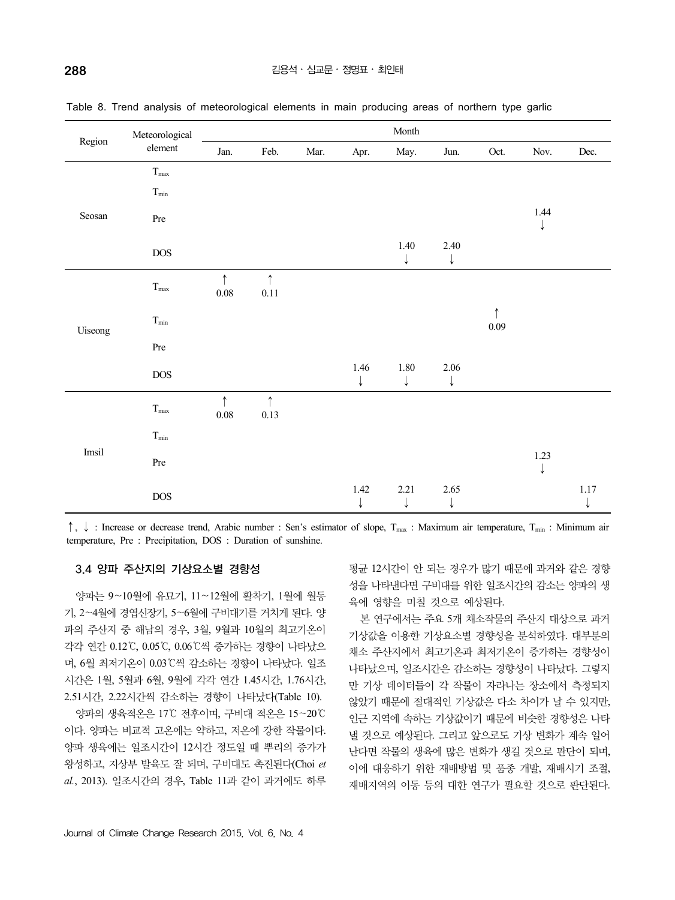Table 8. Trend analysis of meteorological elements in main producing areas of northern type garlic

| Region | Meteorological element | Month | | | | | | | | |
|---|---|---|---|---|---|---|---|---|---|---|
| | | Jan. | Feb. | Mar. | Apr. | May. | Jun. | Oct. | Nov. | Dec. |
| Seosan | $T_{max}$ | | | | | | | | | |
| | $T_{min}$ | | | | | | | | | |
| | Pre | | | | | | | | 1.44 ↓ | |
| | DOS | | | | | 1.40 ↓ | 2.40 ↓ | | | |
| Uiseong | $T_{max}$ | ↑ 0.08 | ↑ 0.11 | | | | | | | |
| | $T_{min}$ | | | | | | | ↑ 0.09 | | |
| | Pre | | | | | | | | | |
| | DOS | | | | 1.46 ↓ | 1.80 ↓ | 2.06 ↓ | | | |
| Imsil | $T_{max}$ | ↑ 0.08 | ↑ 0.13 | | | | | | | |
| | $T_{min}$ | | | | | | | | | |
| | Pre | | | | | | | | 1.23 ↓ | |
| | DOS | | | | 1.42 ↓ | 2.21 ↓ | 2.65 ↓ | | | 1.17 ↓ |

↑, ↓ : Increase or decrease trend, Arabic number : Sen's estimator of slope, $T_{max}$ : Maximum air temperature, $T_{min}$ : Minimum air temperature, Pre : Precipitation, DOS : Duration of sunshine.

### 3.4 양파 주산지의 기상요소별 경향성

양파는 9~10월에 유묘기, 11~12월에 활착기, 1월에 월동기, 2~4월에 경엽신장기, 5~6월에 구비대기를 거치게 된다. 양파의 주산지 중 해남의 경우, 3월, 9월과 10월의 최고기온이 각각 연간 0.12℃, 0.05℃, 0.06℃씩 증가하는 경향이 나타났으며, 6월 최저기온이 0.03℃씩 감소하는 경향이 나타났다. 일조시간은 1월, 5월과 6월, 9월에 각각 연간 1.45시간, 1.76시간, 2.51시간, 2.22시간씩 감소하는 경향이 나타났다(Table 10).

양파의 생육적온은 17℃ 전후이며, 구비대 적온은 15~20℃이다. 양파는 비교적 고온에는 약하고, 저온에 강한 작물이다. 양파 생육에는 일조시간이 12시간 정도일 때 뿌리의 증가가 왕성하고, 지상부 발육도 잘 되며, 구비대도 촉진된다(Choi *et al.*, 2013). 일조시간의 경우, Table 11과 같이 과거에도 하루 평균 12시간이 안 되는 경우가 많기 때문에 과거와 같은 경향성을 나타낸다면 구비대를 위한 일조시간의 감소는 양파의 생육에 영향을 미칠 것으로 예상된다.

본 연구에서는 주요 5개 채소작물의 주산지 대상으로 과거 기상값을 이용한 기상요소별 경향성을 분석하였다. 대부분의 채소 주산지에서 최고기온과 최저기온이 증가하는 경향성이 나타났으며, 일조시간은 감소하는 경향성이 나타났다. 그렇지만 기상 데이터들이 각 작물이 자라나는 장소에서 측정되지 않았기 때문에 절대적인 기상값은 다소 차이가 날 수 있지만, 인근 지역에 속하는 기상값이기 때문에 비슷한 경향성은 나타낼 것으로 예상된다. 그리고 앞으로도 기상 변화가 계속 일어난다면 작물의 생육에 많은 변화가 생길 것으로 판단이 되며, 이에 대응하기 위한 재배방법 및 품종 개발, 재배시기 조절, 재배지역의 이동 등의 대한 연구가 필요할 것으로 판단된다.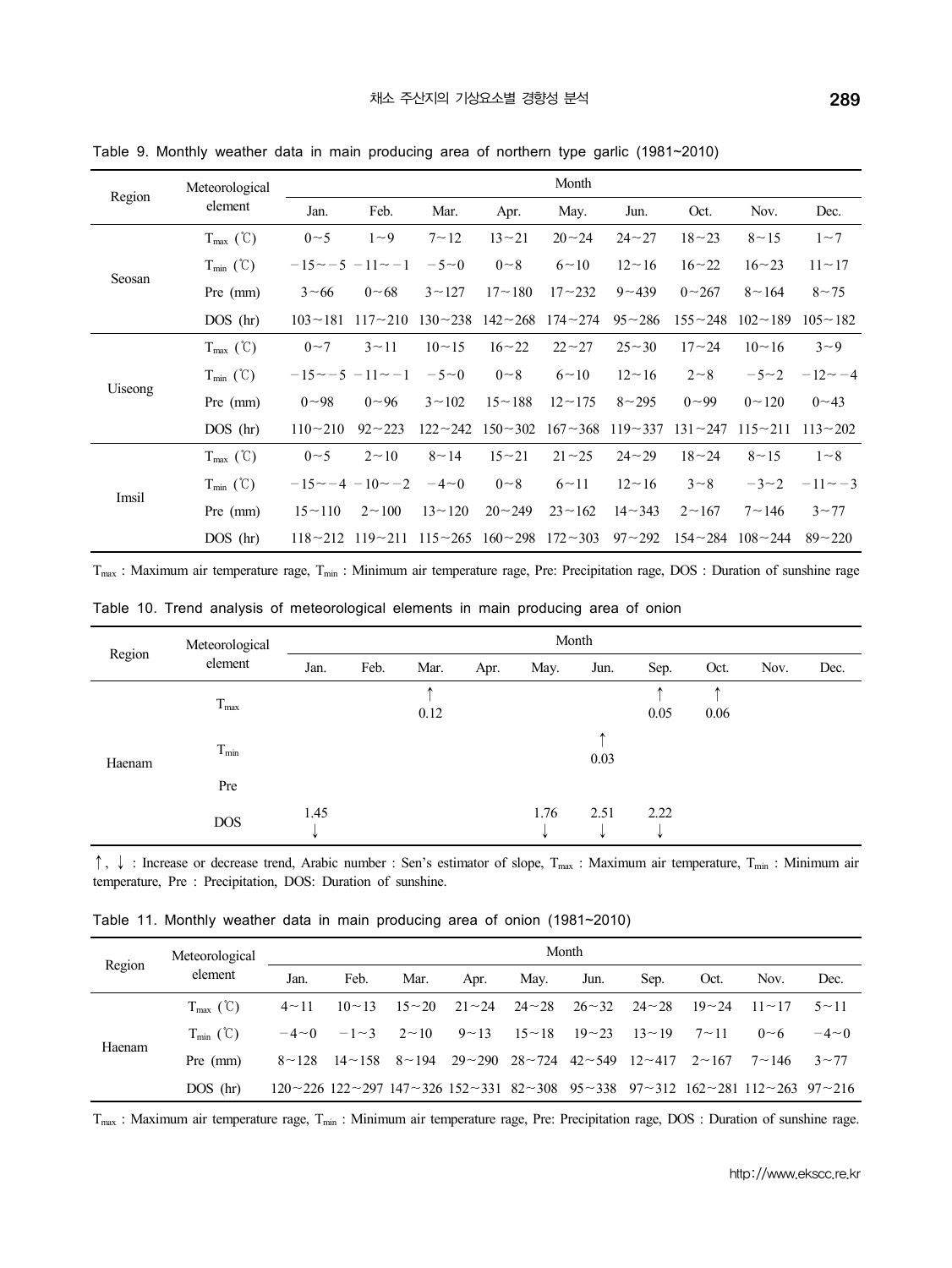Table 9. Monthly weather data in main producing area of northern type garlic (1981~2010)

| Region | Meteorological element | Month | | | | | | | | |
|---|---|---|---|---|---|---|---|---|---|---|
| | | Jan. | Feb. | Mar. | Apr. | May. | Jun. | Oct. | Nov. | Dec. |
| Seosan | $T_{max}$ (℃) | 0~5 | 1~9 | 7~12 | 13~21 | 20~24 | 24~27 | 18~23 | 8~15 | 1~7 |
| | $T_{min}$ (℃) | −15~−5 | −11~−1 | −5~0 | 0~8 | 6~10 | 12~16 | 16~22 | 16~23 | 11~17 |
| | Pre (mm) | 3~66 | 0~68 | 3~127 | 17~180 | 17~232 | 9~439 | 0~267 | 8~164 | 8~75 |
| | DOS (hr) | 103~181 | 117~210 | 130~238 | 142~268 | 174~274 | 95~286 | 155~248 | 102~189 | 105~182 |
| Uiseong | $T_{max}$ (℃) | 0~7 | 3~11 | 10~15 | 16~22 | 22~27 | 25~30 | 17~24 | 10~16 | 3~9 |
| | $T_{min}$ (℃) | −15~−5 | −11~−1 | −5~0 | 0~8 | 6~10 | 12~16 | 2~8 | −5~2 | −12~−4 |
| | Pre (mm) | 0~98 | 0~96 | 3~102 | 15~188 | 12~175 | 8~295 | 0~99 | 0~120 | 0~43 |
| | DOS (hr) | 110~210 | 92~223 | 122~242 | 150~302 | 167~368 | 119~337 | 131~247 | 115~211 | 113~202 |
| Imsil | $T_{max}$ (℃) | 0~5 | 2~10 | 8~14 | 15~21 | 21~25 | 24~29 | 18~24 | 8~15 | 1~8 |
| | $T_{min}$ (℃) | −15~−4 | −10~−2 | −4~0 | 0~8 | 6~11 | 12~16 | 3~8 | −3~2 | −11~−3 |
| | Pre (mm) | 15~110 | 2~100 | 13~120 | 20~249 | 23~162 | 14~343 | 2~167 | 7~146 | 3~77 |
| | DOS (hr) | 118~212 | 119~211 | 115~265 | 160~298 | 172~303 | 97~292 | 154~284 | 108~244 | 89~220 |

$T_{max}$ : Maximum air temperature rage, $T_{min}$ : Minimum air temperature rage, Pre: Precipitation rage, DOS : Duration of sunshine rage

Table 10. Trend analysis of meteorological elements in main producing area of onion

| Region | Meteorological element | Month | | | | | | | | | |
|---|---|---|---|---|---|---|---|---|---|---|---|
| | | Jan. | Feb. | Mar. | Apr. | May. | Jun. | Sep. | Oct. | Nov. | Dec. |
| Haenam | $T_{max}$ | | | ↑ 0.12 | | | | ↑ 0.05 | ↑ 0.06 | | |
| | $T_{min}$ | | | | | | ↑ 0.03 | | | | |
| | Pre | | | | | | | | | | |
| | DOS | 1.45 ↓ | | | | 1.76 ↓ | 2.51 ↓ | 2.22 ↓ | | | |

↑, ↓ : Increase or decrease trend, Arabic number : Sen's estimator of slope, $T_{max}$ : Maximum air temperature, $T_{min}$ : Minimum air temperature, Pre : Precipitation, DOS: Duration of sunshine.

Table 11. Monthly weather data in main producing area of onion (1981~2010)

| Region | Meteorological element | Month | | | | | | | | | |
|---|---|---|---|---|---|---|---|---|---|---|---|
| | | Jan. | Feb. | Mar. | Apr. | May. | Jun. | Sep. | Oct. | Nov. | Dec. |
| Haenam | $T_{max}$ (℃) | 4~11 | 10~13 | 15~20 | 21~24 | 24~28 | 26~32 | 24~28 | 19~24 | 11~17 | 5~11 |
| | $T_{min}$ (℃) | −4~0 | −1~3 | 2~10 | 9~13 | 15~18 | 19~23 | 13~19 | 7~11 | 0~6 | −4~0 |
| | Pre (mm) | 8~128 | 14~158 | 8~194 | 29~290 | 28~724 | 42~549 | 12~417 | 2~167 | 7~146 | 3~77 |
| | DOS (hr) | 120~226 | 122~297 | 147~326 | 152~331 | 82~308 | 95~338 | 97~312 | 162~281 | 112~263 | 97~216 |

$T_{max}$ : Maximum air temperature rage, $T_{min}$ : Minimum air temperature rage, Pre: Precipitation rage, DOS : Duration of sunshine rage.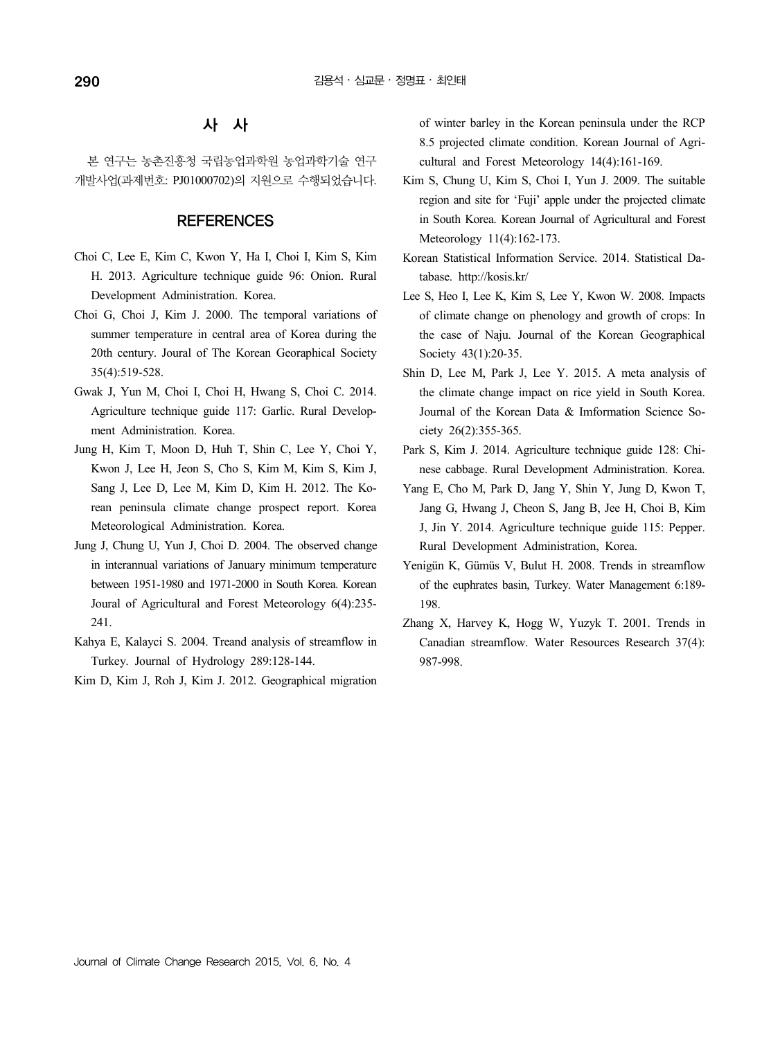## 사 사

본 연구는 농촌진흥청 국립농업과학원 농업과학기술 연구개발사업(과제번호: PJ01000702)의 지원으로 수행되었습니다.

## REFERENCES

Choi C, Lee E, Kim C, Kwon Y, Ha I, Choi I, Kim S, Kim H. 2013. Agriculture technique guide 96: Onion. Rural Development Administration. Korea.

Choi G, Choi J, Kim J. 2000. The temporal variations of summer temperature in central area of Korea during the 20th century. Joural of The Korean Georaphical Society 35(4):519-528.

Gwak J, Yun M, Choi I, Choi H, Hwang S, Choi C. 2014. Agriculture technique guide 117: Garlic. Rural Development Administration. Korea.

Jung H, Kim T, Moon D, Huh T, Shin C, Lee Y, Choi Y, Kwon J, Lee H, Jeon S, Cho S, Kim M, Kim S, Kim J, Sang J, Lee D, Lee M, Kim D, Kim H. 2012. The Korean peninsula climate change prospect report. Korea Meteorological Administration. Korea.

Jung J, Chung U, Yun J, Choi D. 2004. The observed change in interannual variations of January minimum temperature between 1951-1980 and 1971-2000 in South Korea. Korean Joural of Agricultural and Forest Meteorology 6(4):235-241.

Kahya E, Kalayci S. 2004. Treand analysis of streamflow in Turkey. Journal of Hydrology 289:128-144.

Kim D, Kim J, Roh J, Kim J. 2012. Geographical migration of winter barley in the Korean peninsula under the RCP 8.5 projected climate condition. Korean Journal of Agricultural and Forest Meteorology 14(4):161-169.

Kim S, Chung U, Kim S, Choi I, Yun J. 2009. The suitable region and site for 'Fuji' apple under the projected climate in South Korea. Korean Journal of Agricultural and Forest Meteorology 11(4):162-173.

Korean Statistical Information Service. 2014. Statistical Database. http://kosis.kr/

Lee S, Heo I, Lee K, Kim S, Lee Y, Kwon W. 2008. Impacts of climate change on phenology and growth of crops: In the case of Naju. Journal of the Korean Geographical Society 43(1):20-35.

Shin D, Lee M, Park J, Lee Y. 2015. A meta analysis of the climate change impact on rice yield in South Korea. Journal of the Korean Data & Imformation Science Society 26(2):355-365.

Park S, Kim J. 2014. Agriculture technique guide 128: Chinese cabbage. Rural Development Administration. Korea.

Yang E, Cho M, Park D, Jang Y, Shin Y, Jung D, Kwon T, Jang G, Hwang J, Cheon S, Jang B, Jee H, Choi B, Kim J, Jin Y. 2014. Agriculture technique guide 115: Pepper. Rural Development Administration, Korea.

Yenigün K, Gümüs V, Bulut H. 2008. Trends in streamflow of the euphrates basin, Turkey. Water Management 6:189-198.

Zhang X, Harvey K, Hogg W, Yuzyk T. 2001. Trends in Canadian streamflow. Water Resources Research 37(4): 987-998.